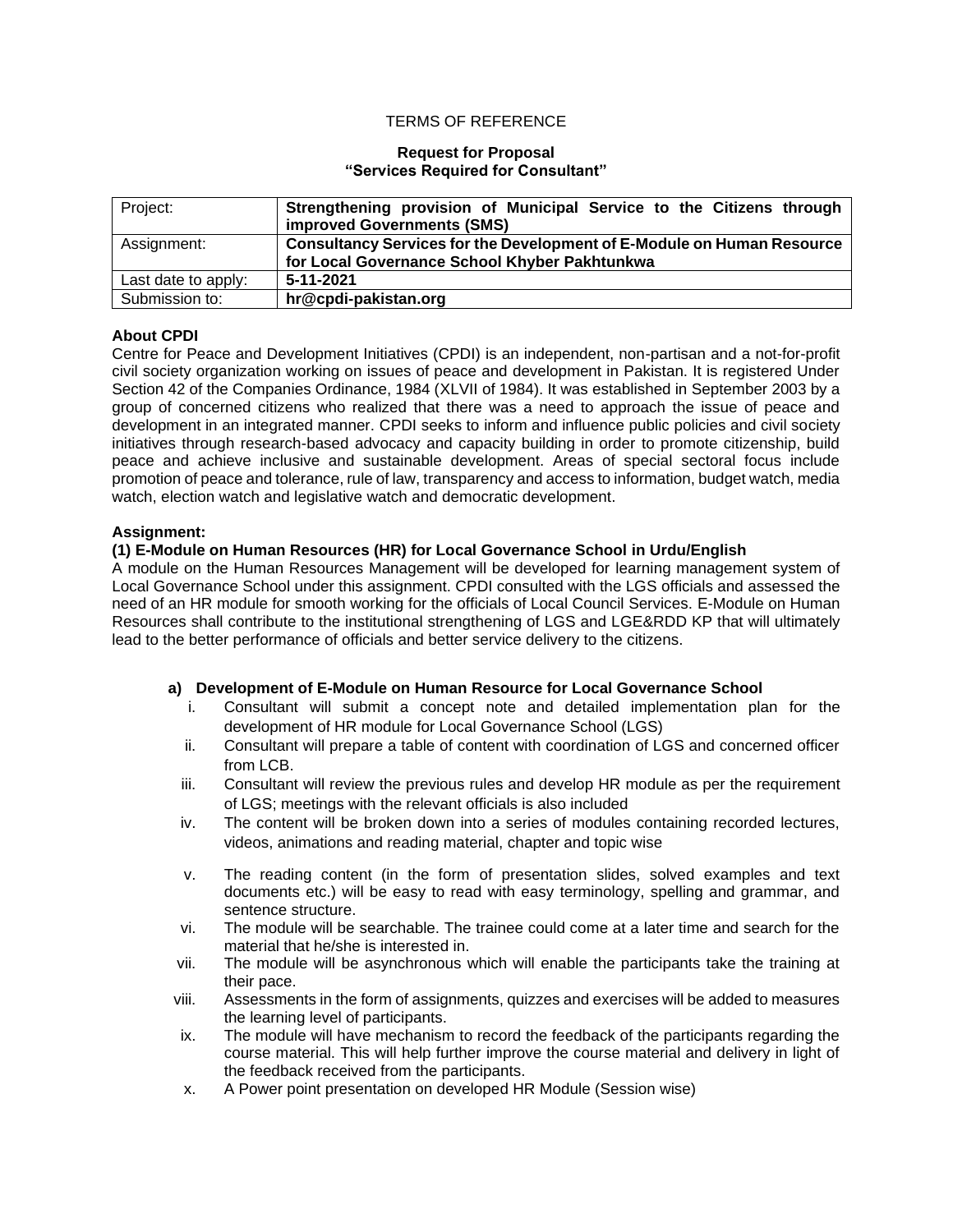TERMS OF REFERENCE

**Request for Proposal**
**"Services Required for Consultant"**

| Project: | **Strengthening provision of Municipal Service to the Citizens through improved Governments (SMS)** |
|---|---|
| Assignment: | **Consultancy Services for the Development of E-Module on Human Resource for Local Governance School Khyber Pakhtunkwa** |
| Last date to apply: | **5-11-2021** |
| Submission to: | **hr@cpdi-pakistan.org** |

**About CPDI**

Centre for Peace and Development Initiatives (CPDI) is an independent, non-partisan and a not-for-profit civil society organization working on issues of peace and development in Pakistan. It is registered Under Section 42 of the Companies Ordinance, 1984 (XLVII of 1984). It was established in September 2003 by a group of concerned citizens who realized that there was a need to approach the issue of peace and development in an integrated manner. CPDI seeks to inform and influence public policies and civil society initiatives through research-based advocacy and capacity building in order to promote citizenship, build peace and achieve inclusive and sustainable development. Areas of special sectoral focus include promotion of peace and tolerance, rule of law, transparency and access to information, budget watch, media watch, election watch and legislative watch and democratic development.

**Assignment:**

**(1) E-Module on Human Resources (HR) for Local Governance School in Urdu/English**

A module on the Human Resources Management will be developed for learning management system of Local Governance School under this assignment. CPDI consulted with the LGS officials and assessed the need of an HR module for smooth working for the officials of Local Council Services. E-Module on Human Resources shall contribute to the institutional strengthening of LGS and LGE&RDD KP that will ultimately lead to the better performance of officials and better service delivery to the citizens.

**a) Development of E-Module on Human Resource for Local Governance School**

i. Consultant will submit a concept note and detailed implementation plan for the development of HR module for Local Governance School (LGS)

ii. Consultant will prepare a table of content with coordination of LGS and concerned officer from LCB.

iii. Consultant will review the previous rules and develop HR module as per the requirement of LGS; meetings with the relevant officials is also included

iv. The content will be broken down into a series of modules containing recorded lectures, videos, animations and reading material, chapter and topic wise

v. The reading content (in the form of presentation slides, solved examples and text documents etc.) will be easy to read with easy terminology, spelling and grammar, and sentence structure.

vi. The module will be searchable. The trainee could come at a later time and search for the material that he/she is interested in.

vii. The module will be asynchronous which will enable the participants take the training at their pace.

viii. Assessments in the form of assignments, quizzes and exercises will be added to measures the learning level of participants.

ix. The module will have mechanism to record the feedback of the participants regarding the course material. This will help further improve the course material and delivery in light of the feedback received from the participants.

x. A Power point presentation on developed HR Module (Session wise)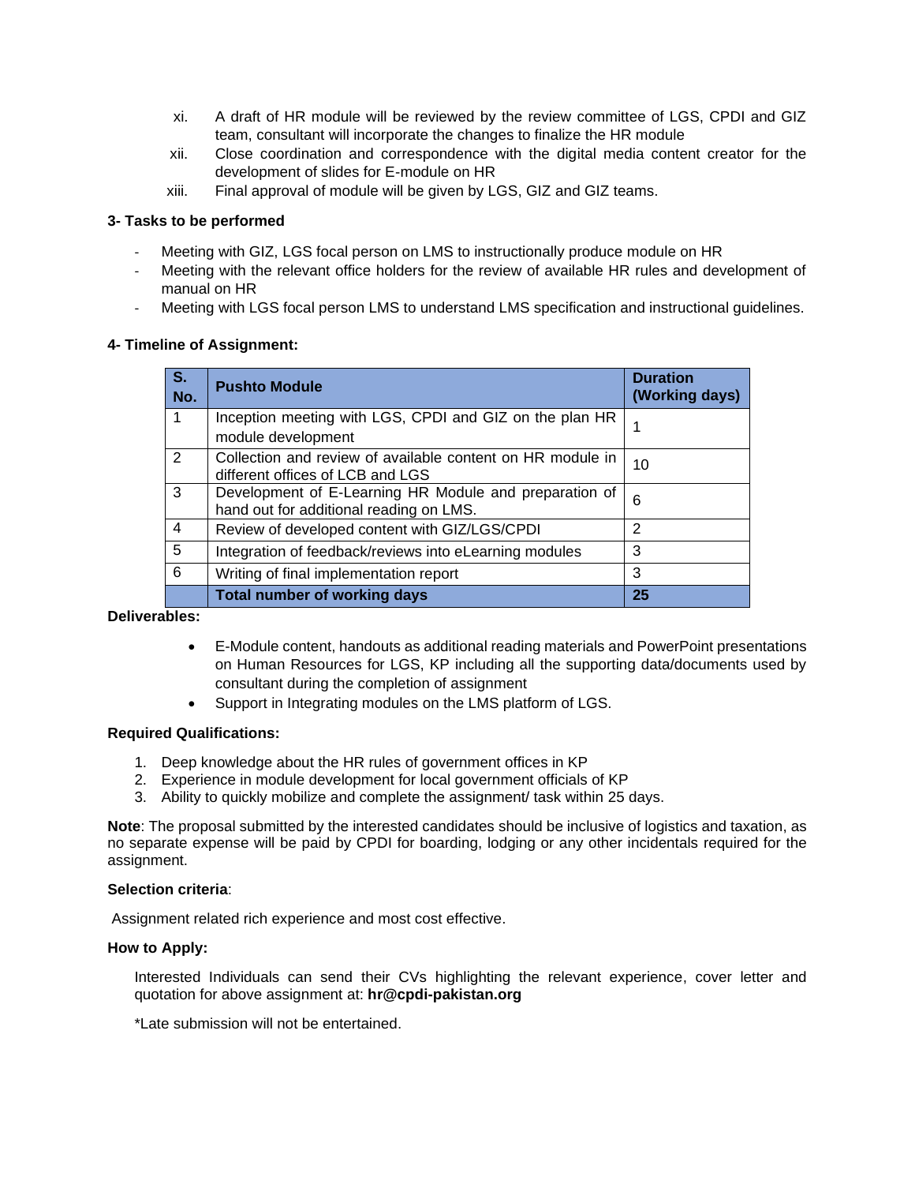xi. A draft of HR module will be reviewed by the review committee of LGS, CPDI and GIZ team, consultant will incorporate the changes to finalize the HR module

xii. Close coordination and correspondence with the digital media content creator for the development of slides for E-module on HR

xiii. Final approval of module will be given by LGS, GIZ and GIZ teams.

**3- Tasks to be performed**

- Meeting with GIZ, LGS focal person on LMS to instructionally produce module on HR
- Meeting with the relevant office holders for the review of available HR rules and development of manual on HR
- Meeting with LGS focal person LMS to understand LMS specification and instructional guidelines.

**4- Timeline of Assignment:**

| S. No. | Pushto Module | Duration (Working days) |
|---|---|---|
| 1 | Inception meeting with LGS, CPDI and GIZ on the plan HR module development | 1 |
| 2 | Collection and review of available content on HR module in different offices of LCB and LGS | 10 |
| 3 | Development of E-Learning HR Module and preparation of hand out for additional reading on LMS. | 6 |
| 4 | Review of developed content with GIZ/LGS/CPDI | 2 |
| 5 | Integration of feedback/reviews into eLearning modules | 3 |
| 6 | Writing of final implementation report | 3 |
| | **Total number of working days** | **25** |

**Deliverables:**

- E-Module content, handouts as additional reading materials and PowerPoint presentations on Human Resources for LGS, KP including all the supporting data/documents used by consultant during the completion of assignment
- Support in Integrating modules on the LMS platform of LGS.

**Required Qualifications:**

1. Deep knowledge about the HR rules of government offices in KP
2. Experience in module development for local government officials of KP
3. Ability to quickly mobilize and complete the assignment/ task within 25 days.

**Note**: The proposal submitted by the interested candidates should be inclusive of logistics and taxation, as no separate expense will be paid by CPDI for boarding, lodging or any other incidentals required for the assignment.

**Selection criteria**:

Assignment related rich experience and most cost effective.

**How to Apply:**

Interested Individuals can send their CVs highlighting the relevant experience, cover letter and quotation for above assignment at: **hr@cpdi-pakistan.org**

*Late submission will not be entertained.